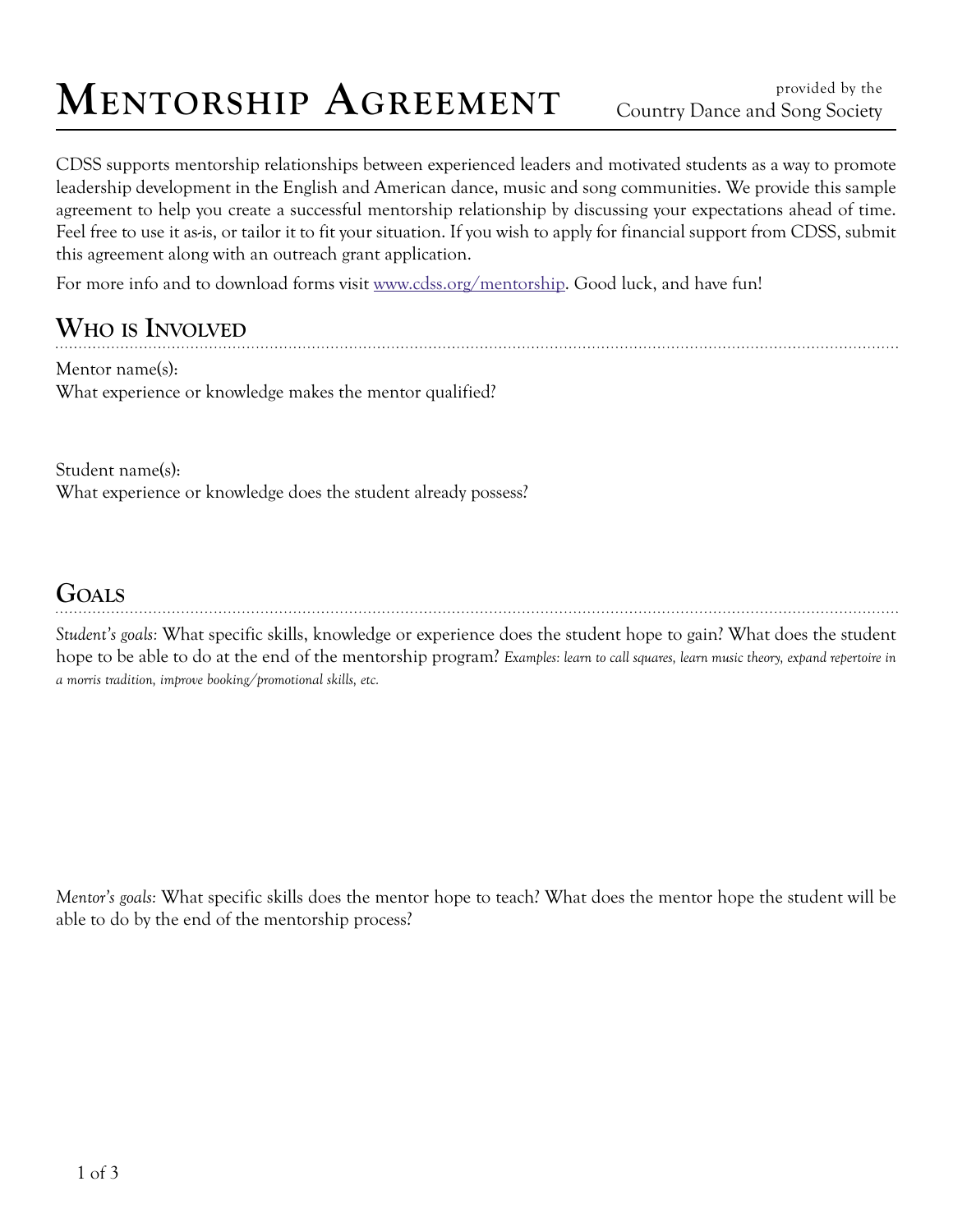# Mentorship Agreement

provided by the Country Dance and Song Society

CDSS supports mentorship relationships between experienced leaders and motivated students as a way to promote leadership development in the English and American dance, music and song communities. We provide this sample agreement to help you create a successful mentorship relationship by discussing your expectations ahead of time. Feel free to use it as-is, or tailor it to fit your situation. If you wish to apply for financial support from CDSS, submit this agreement along with an outreach grant application.

For more info and to download forms visit [www.cdss.org/mentorship](http://www.cdss.org/mentorship). Good luck, and have fun!

## Who is Involved

Mentor name(s):

What experience or knowledge makes the mentor qualified?

Student name(s):

What experience or knowledge does the student already possess?

## Goals

*Student's goals:* What specific skills, knowledge or experience does the student hope to gain? What does the student hope to be able to do at the end of the mentorship program? *Examples: learn to call squares, learn music theory, expand repertoire in a morris tradition, improve booking/promotional skills, etc.*

*Mentor's goals:* What specific skills does the mentor hope to teach? What does the mentor hope the student will be able to do by the end of the mentorship process?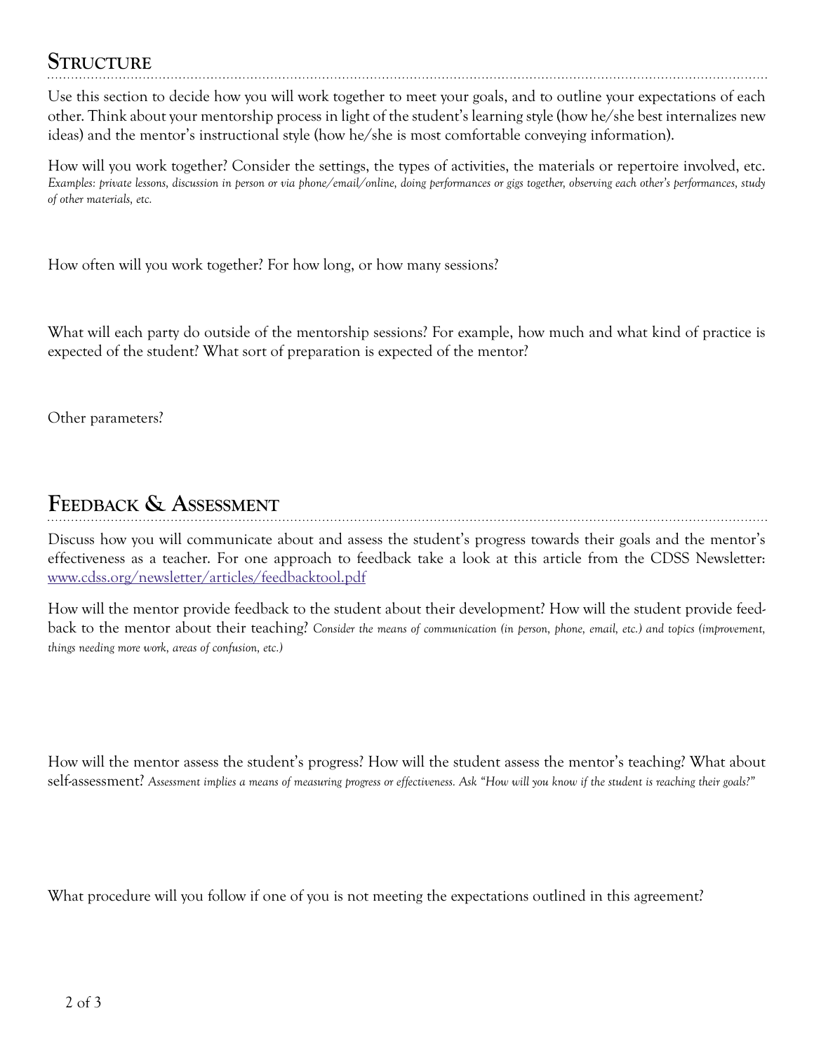## Structure

Use this section to decide how you will work together to meet your goals, and to outline your expectations of each other. Think about your mentorship process in light of the student's learning style (how he/she best internalizes new ideas) and the mentor's instructional style (how he/she is most comfortable conveying information).

How will you work together? Consider the settings, the types of activities, the materials or repertoire involved, etc. *Examples: private lessons, discussion in person or via phone/email/online, doing performances or gigs together, observing each other's performances, study of other materials, etc.*

How often will you work together? For how long, or how many sessions?

What will each party do outside of the mentorship sessions? For example, how much and what kind of practice is expected of the student? What sort of preparation is expected of the mentor?

Other parameters?

## Feedback & Assessment

Discuss how you will communicate about and assess the student's progress towards their goals and the mentor's effectiveness as a teacher. For one approach to feedback take a look at this article from the CDSS Newsletter: [www.cdss.org/newsletter/articles/feedbacktool.pdf](http://www.cdss.org/newsletter/articles/feedbacktool.pdf)

How will the mentor provide feedback to the student about their development? How will the student provide feedback to the mentor about their teaching? *Consider the means of communication (in person, phone, email, etc.) and topics (improvement, things needing more work, areas of confusion, etc.)*

How will the mentor assess the student's progress? How will the student assess the mentor's teaching? What about self-assessment? *Assessment implies a means of measuring progress or effectiveness. Ask "How will you know if the student is reaching their goals?"*

What procedure will you follow if one of you is not meeting the expectations outlined in this agreement?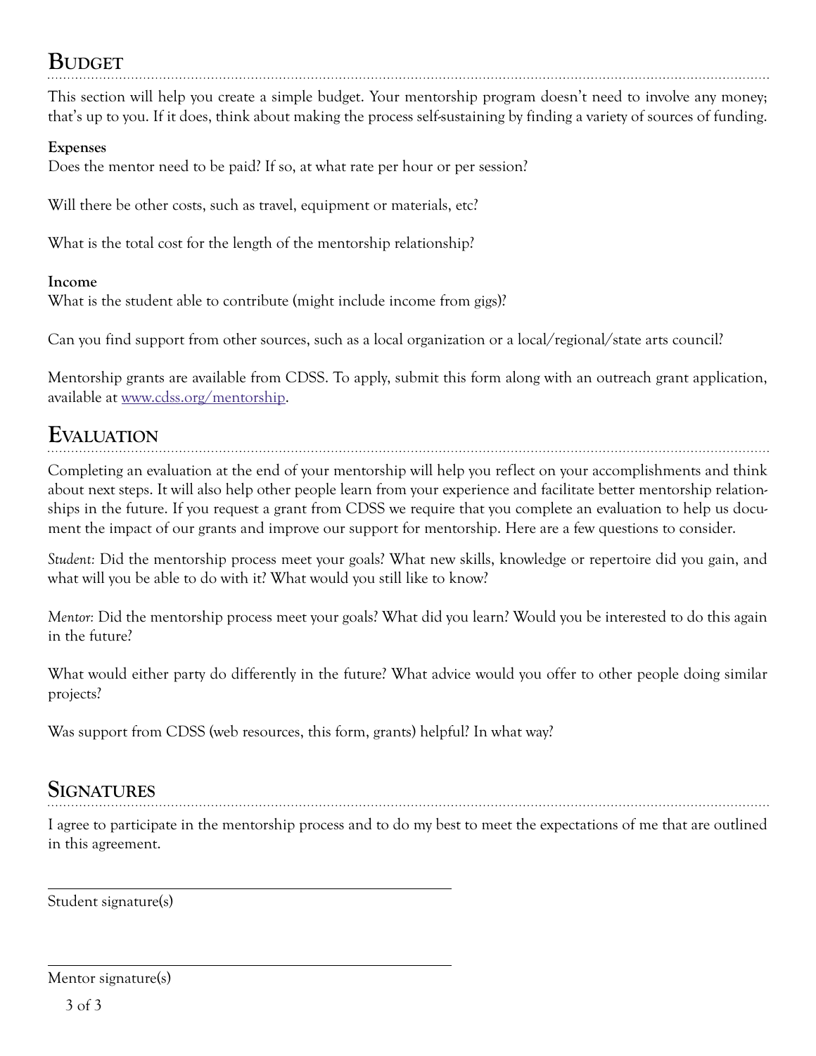## Budget

This section will help you create a simple budget. Your mentorship program doesn't need to involve any money; that's up to you. If it does, think about making the process self-sustaining by finding a variety of sources of funding.

**Expenses**

Does the mentor need to be paid? If so, at what rate per hour or per session?

Will there be other costs, such as travel, equipment or materials, etc?

What is the total cost for the length of the mentorship relationship?

**Income**

What is the student able to contribute (might include income from gigs)?

Can you find support from other sources, such as a local organization or a local/regional/state arts council?

Mentorship grants are available from CDSS. To apply, submit this form along with an outreach grant application, available at [www.cdss.org/mentorship](www.cdss.org/mentorship).

## Evaluation

Completing an evaluation at the end of your mentorship will help you reflect on your accomplishments and think about next steps. It will also help other people learn from your experience and facilitate better mentorship relationships in the future. If you request a grant from CDSS we require that you complete an evaluation to help us document the impact of our grants and improve our support for mentorship. Here are a few questions to consider.

*Student:* Did the mentorship process meet your goals? What new skills, knowledge or repertoire did you gain, and what will you be able to do with it? What would you still like to know?

*Mentor:* Did the mentorship process meet your goals? What did you learn? Would you be interested to do this again in the future?

What would either party do differently in the future? What advice would you offer to other people doing similar projects?

Was support from CDSS (web resources, this form, grants) helpful? In what way?

## Signatures

I agree to participate in the mentorship process and to do my best to meet the expectations of me that are outlined in this agreement.

\_\_\_\_\_\_\_\_\_\_\_\_\_\_\_\_\_\_\_\_\_\_\_\_\_\_\_\_\_\_\_\_\_\_\_\_\_\_\_\_

Student signature(s)

\_\_\_\_\_\_\_\_\_\_\_\_\_\_\_\_\_\_\_\_\_\_\_\_\_\_\_\_\_\_\_\_\_\_\_\_\_\_\_\_

Mentor signature(s)